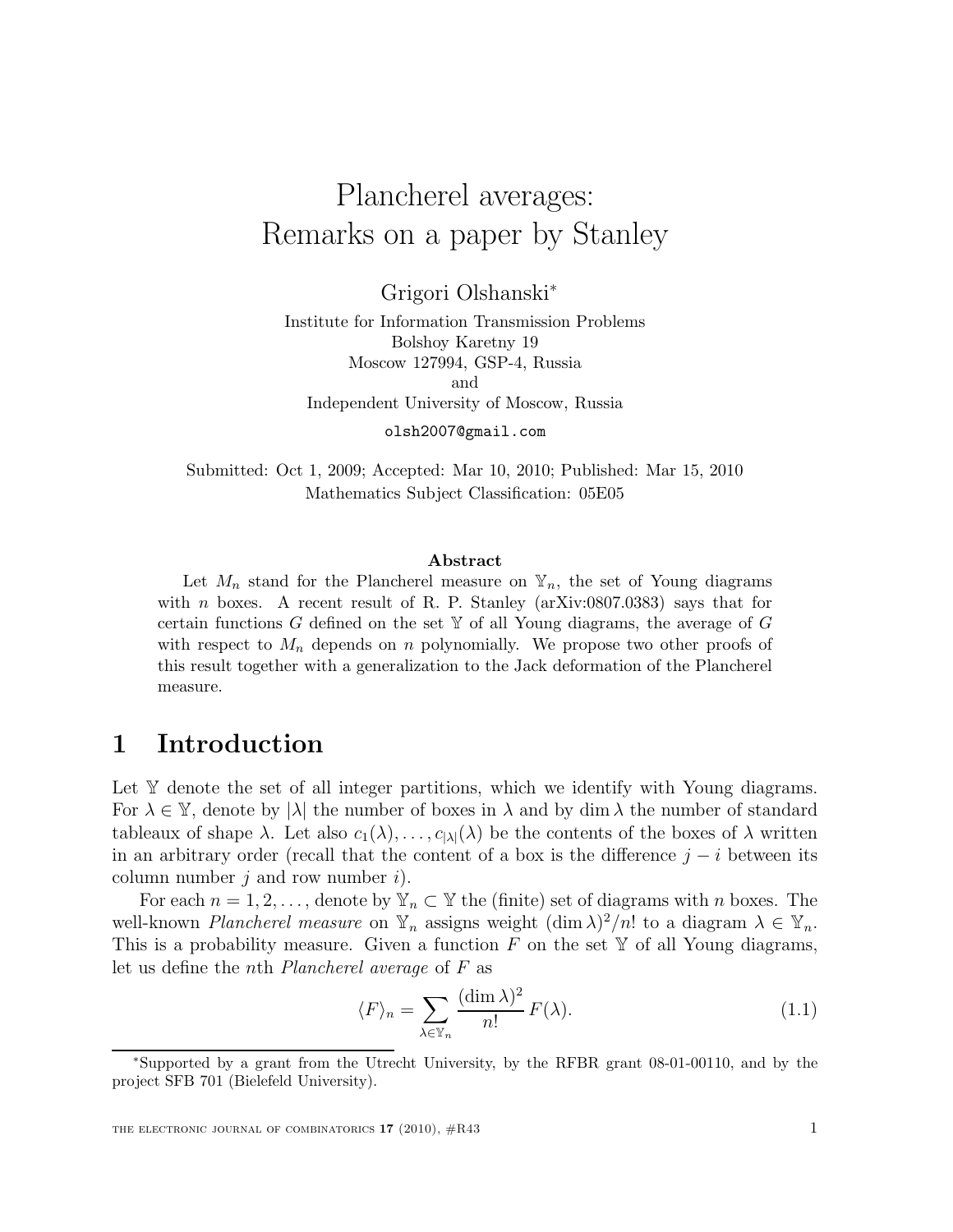# Plancherel averages: Remarks on a paper by Stanley

Grigori Olshanski*

Institute for Information Transmission Problems
Bolshoy Karetny 19
Moscow 127994, GSP-4, Russia
and
Independent University of Moscow, Russia

olsh2007@gmail.com

Submitted: Oct 1, 2009; Accepted: Mar 10, 2010; Published: Mar 15, 2010
Mathematics Subject Classification: 05E05

### Abstract

Let $M_n$ stand for the Plancherel measure on $\mathbb{Y}_n$, the set of Young diagrams with $n$ boxes. A recent result of R. P. Stanley (arXiv:0807.0383) says that for certain functions $G$ defined on the set $\mathbb{Y}$ of all Young diagrams, the average of $G$ with respect to $M_n$ depends on $n$ polynomially. We propose two other proofs of this result together with a generalization to the Jack deformation of the Plancherel measure.

## 1 Introduction

Let $\mathbb{Y}$ denote the set of all integer partitions, which we identify with Young diagrams. For $\lambda \in \mathbb{Y}$, denote by $|\lambda|$ the number of boxes in $\lambda$ and by $\dim \lambda$ the number of standard tableaux of shape $\lambda$. Let also $c_1(\lambda), \dots, c_{|\lambda|}(\lambda)$ be the contents of the boxes of $\lambda$ written in an arbitrary order (recall that the content of a box is the difference $j - i$ between its column number $j$ and row number $i$).

For each $n = 1, 2, \dots$, denote by $\mathbb{Y}_n \subset \mathbb{Y}$ the (finite) set of diagrams with $n$ boxes. The well-known *Plancherel measure* on $\mathbb{Y}_n$ assigns weight $(\dim \lambda)^2/n!$ to a diagram $\lambda \in \mathbb{Y}_n$. This is a probability measure. Given a function $F$ on the set $\mathbb{Y}$ of all Young diagrams, let us define the $n$th *Plancherel average* of $F$ as

$$\langle F \rangle_n = \sum_{\lambda \in \mathbb{Y}_n} \frac{(\dim \lambda)^2}{n!} F(\lambda). \tag{1.1}$$

*Supported by a grant from the Utrecht University, by the RFBR grant 08-01-00110, and by the project SFB 701 (Bielefeld University).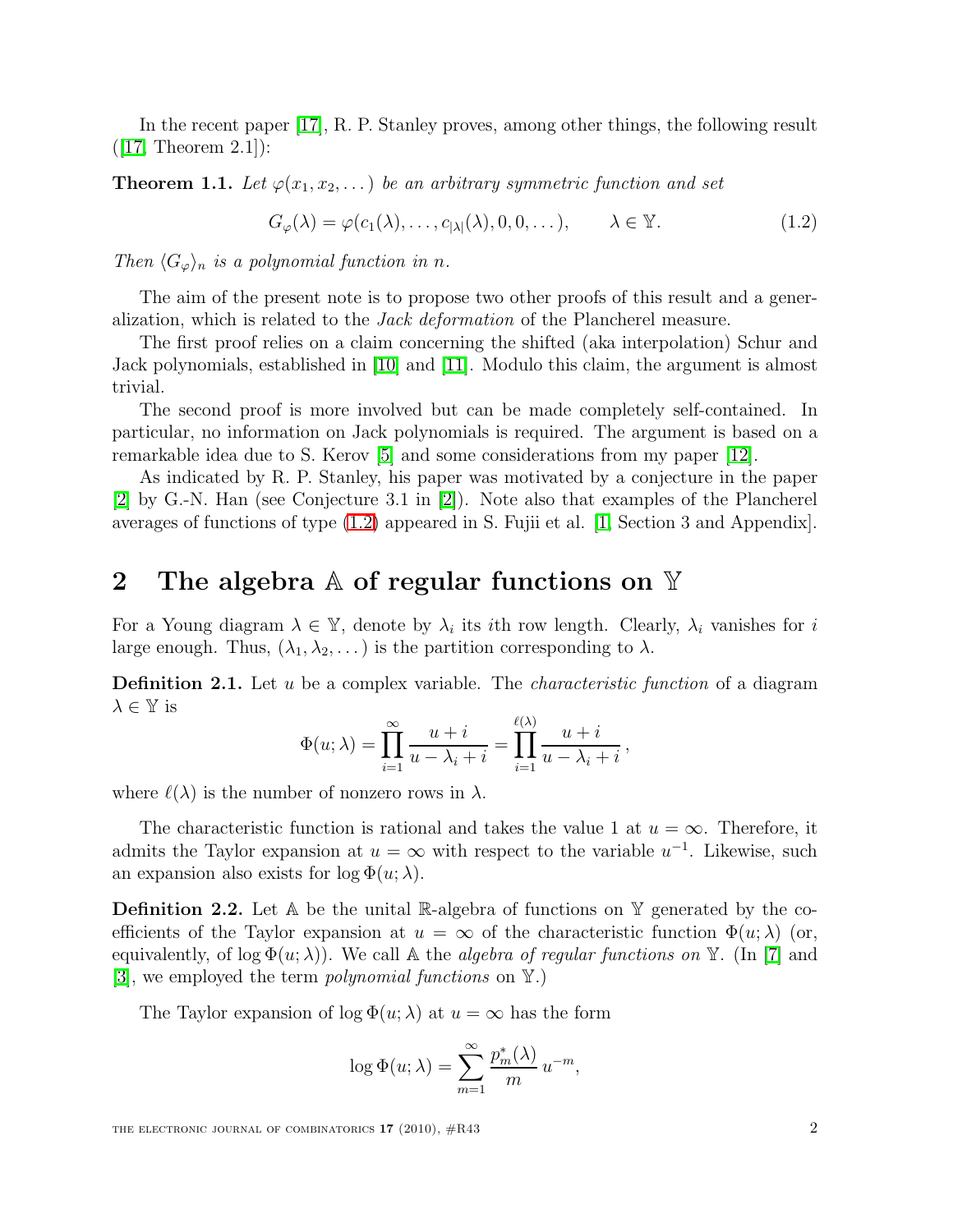In the recent paper [17], R. P. Stanley proves, among other things, the following result ([17, Theorem 2.1]):

**Theorem 1.1.** *Let $\varphi(x_1, x_2, \dots)$ be an arbitrary symmetric function and set*

$$G_\varphi(\lambda) = \varphi(c_1(\lambda), \dots, c_{|\lambda|}(\lambda), 0, 0, \dots), \qquad \lambda \in \mathbb{Y}. \tag{1.2}$$

*Then $\langle G_\varphi \rangle_n$ is a polynomial function in $n$.*

The aim of the present note is to propose two other proofs of this result and a generalization, which is related to the *Jack deformation* of the Plancherel measure.

The first proof relies on a claim concerning the shifted (aka interpolation) Schur and Jack polynomials, established in [10] and [11]. Modulo this claim, the argument is almost trivial.

The second proof is more involved but can be made completely self-contained. In particular, no information on Jack polynomials is required. The argument is based on a remarkable idea due to S. Kerov [5] and some considerations from my paper [12].

As indicated by R. P. Stanley, his paper was motivated by a conjecture in the paper [2] by G.-N. Han (see Conjecture 3.1 in [2]). Note also that examples of the Plancherel averages of functions of type (1.2) appeared in S. Fujii et al. [1, Section 3 and Appendix].

## 2 The algebra $\mathbb{A}$ of regular functions on $\mathbb{Y}$

For a Young diagram $\lambda \in \mathbb{Y}$, denote by $\lambda_i$ its $i$th row length. Clearly, $\lambda_i$ vanishes for $i$ large enough. Thus, $(\lambda_1, \lambda_2, \dots)$ is the partition corresponding to $\lambda$.

**Definition 2.1.** Let $u$ be a complex variable. The *characteristic function* of a diagram $\lambda \in \mathbb{Y}$ is

$$\Phi(u; \lambda) = \prod_{i=1}^{\infty} \frac{u+i}{u - \lambda_i + i} = \prod_{i=1}^{\ell(\lambda)} \frac{u+i}{u-\lambda_i+i},$$

where $\ell(\lambda)$ is the number of nonzero rows in $\lambda$.

The characteristic function is rational and takes the value 1 at $u = \infty$. Therefore, it admits the Taylor expansion at $u = \infty$ with respect to the variable $u^{-1}$. Likewise, such an expansion also exists for $\log \Phi(u; \lambda)$.

**Definition 2.2.** Let $\mathbb{A}$ be the unital $\mathbb{R}$-algebra of functions on $\mathbb{Y}$ generated by the coefficients of the Taylor expansion at $u = \infty$ of the characteristic function $\Phi(u; \lambda)$ (or, equivalently, of $\log \Phi(u; \lambda)$). We call $\mathbb{A}$ the *algebra of regular functions on* $\mathbb{Y}$. (In [7] and [3], we employed the term *polynomial functions* on $\mathbb{Y}$.)

The Taylor expansion of $\log \Phi(u; \lambda)$ at $u = \infty$ has the form

$$\log \Phi(u; \lambda) = \sum_{m=1}^{\infty} \frac{p_m^*(\lambda)}{m} \, u^{-m},$$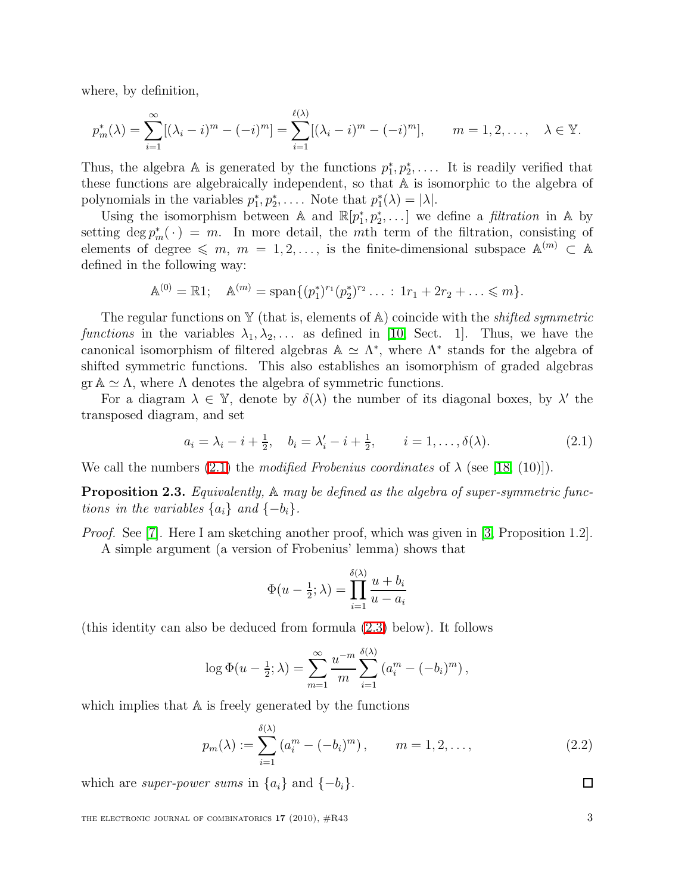where, by definition,

$$p_m^*(\lambda) = \sum_{i=1}^{\infty}[(\lambda_i - i)^m - (-i)^m] = \sum_{i=1}^{\ell(\lambda)}[(\lambda_i - i)^m - (-i)^m], \qquad m = 1, 2, \dots, \quad \lambda \in \mathbb{Y}.$$

Thus, the algebra $\mathbb{A}$ is generated by the functions $p_1^*, p_2^*, \dots$. It is readily verified that these functions are algebraically independent, so that $\mathbb{A}$ is isomorphic to the algebra of polynomials in the variables $p_1^*, p_2^*, \dots$. Note that $p_1^*(\lambda) = |\lambda|$.

Using the isomorphism between $\mathbb{A}$ and $\mathbb{R}[p_1^*, p_2^*, \dots]$ we define a *filtration* in $\mathbb{A}$ by setting $\deg p_m^*(\,\cdot\,) = m$. In more detail, the $m$th term of the filtration, consisting of elements of degree $\leqslant m$, $m = 1, 2, \dots$, is the finite-dimensional subspace $\mathbb{A}^{(m)} \subset \mathbb{A}$ defined in the following way:

$$\mathbb{A}^{(0)} = \mathbb{R}1; \quad \mathbb{A}^{(m)} = \operatorname{span}\{(p_1^*)^{r_1}(p_2^*)^{r_2} \dots : 1r_1 + 2r_2 + \dots \leqslant m\}.$$

The regular functions on $\mathbb{Y}$ (that is, elements of $\mathbb{A}$) coincide with the *shifted symmetric functions* in the variables $\lambda_1, \lambda_2, \dots$ as defined in [10, Sect. 1]. Thus, we have the canonical isomorphism of filtered algebras $\mathbb{A} \simeq \Lambda^*$, where $\Lambda^*$ stands for the algebra of shifted symmetric functions. This also establishes an isomorphism of graded algebras $\operatorname{gr}\mathbb{A} \simeq \Lambda$, where $\Lambda$ denotes the algebra of symmetric functions.

For a diagram $\lambda \in \mathbb{Y}$, denote by $\delta(\lambda)$ the number of its diagonal boxes, by $\lambda'$ the transposed diagram, and set

$$a_i = \lambda_i - i + \tfrac{1}{2}, \quad b_i = \lambda_i' - i + \tfrac{1}{2}, \qquad i = 1, \dots, \delta(\lambda). \tag{2.1}$$

We call the numbers (2.1) the *modified Frobenius coordinates* of $\lambda$ (see [18, (10)]).

**Proposition 2.3.** *Equivalently, $\mathbb{A}$ may be defined as the algebra of super-symmetric functions in the variables $\{a_i\}$ and $\{-b_i\}$.*

*Proof.* See [7]. Here I am sketching another proof, which was given in [3, Proposition 1.2].

A simple argument (a version of Frobenius' lemma) shows that

$$\Phi(u - \tfrac{1}{2}; \lambda) = \prod_{i=1}^{\delta(\lambda)} \frac{u + b_i}{u - a_i}$$

(this identity can also be deduced from formula (2.3) below). It follows

$$\log \Phi(u - \tfrac{1}{2}; \lambda) = \sum_{m=1}^{\infty} \frac{u^{-m}}{m} \sum_{i=1}^{\delta(\lambda)} (a_i^m - (-b_i)^m),$$

which implies that $\mathbb{A}$ is freely generated by the functions

$$p_m(\lambda) := \sum_{i=1}^{\delta(\lambda)} (a_i^m - (-b_i)^m), \qquad m = 1, 2, \dots, \tag{2.2}$$

which are *super-power sums* in $\{a_i\}$ and $\{-b_i\}$. $\square$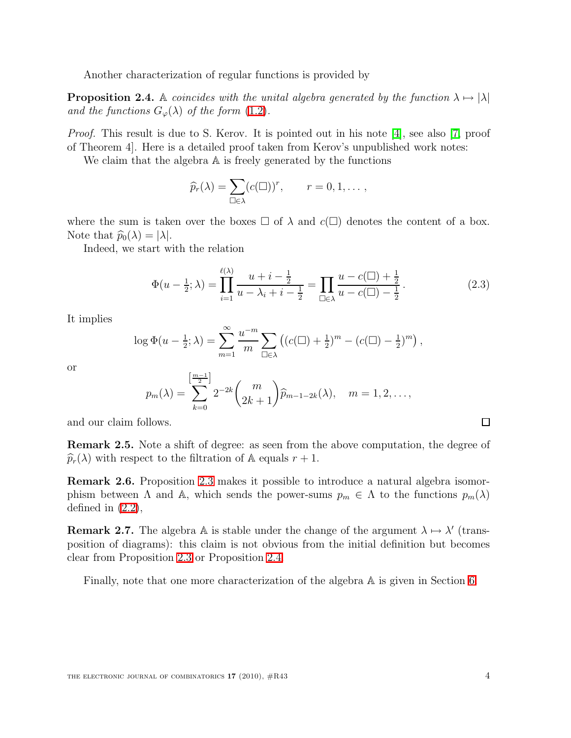Another characterization of regular functions is provided by

**Proposition 2.4.** *$\mathbb{A}$ coincides with the unital algebra generated by the function $\lambda \mapsto |\lambda|$ and the functions $G_\varphi(\lambda)$ of the form (1.2).*

*Proof.* This result is due to S. Kerov. It is pointed out in his note [4], see also [7, proof of Theorem 4]. Here is a detailed proof taken from Kerov's unpublished work notes:

We claim that the algebra $\mathbb{A}$ is freely generated by the functions

$$\widehat{p}_r(\lambda) = \sum_{\square \in \lambda} (c(\square))^r, \qquad r = 0, 1, \dots,$$

where the sum is taken over the boxes $\square$ of $\lambda$ and $c(\square)$ denotes the content of a box. Note that $\widehat{p}_0(\lambda) = |\lambda|$.

Indeed, we start with the relation

$$\Phi(u - \tfrac{1}{2}; \lambda) = \prod_{i=1}^{\ell(\lambda)} \frac{u + i - \frac{1}{2}}{u - \lambda_i + i - \frac{1}{2}} = \prod_{\square \in \lambda} \frac{u - c(\square) + \frac{1}{2}}{u - c(\square) - \frac{1}{2}}. \tag{2.3}$$

It implies

$$\log \Phi(u - \tfrac{1}{2}; \lambda) = \sum_{m=1}^{\infty} \frac{u^{-m}}{m} \sum_{\square \in \lambda} \left( (c(\square) + \tfrac{1}{2})^m - (c(\square) - \tfrac{1}{2})^m \right),$$

or

$$p_m(\lambda) = \sum_{k=0}^{\left[\frac{m-1}{2}\right]} 2^{-2k} \binom{m}{2k+1} \widehat{p}_{m-1-2k}(\lambda), \quad m = 1, 2, \dots,$$

and our claim follows. $\square$

**Remark 2.5.** Note a shift of degree: as seen from the above computation, the degree of $\widehat{p}_r(\lambda)$ with respect to the filtration of $\mathbb{A}$ equals $r + 1$.

**Remark 2.6.** Proposition 2.3 makes it possible to introduce a natural algebra isomorphism between $\Lambda$ and $\mathbb{A}$, which sends the power-sums $p_m \in \Lambda$ to the functions $p_m(\lambda)$ defined in (2.2),

**Remark 2.7.** The algebra $\mathbb{A}$ is stable under the change of the argument $\lambda \mapsto \lambda'$ (transposition of diagrams): this claim is not obvious from the initial definition but becomes clear from Proposition 2.3 or Proposition 2.4.

Finally, note that one more characterization of the algebra $\mathbb{A}$ is given in Section 6.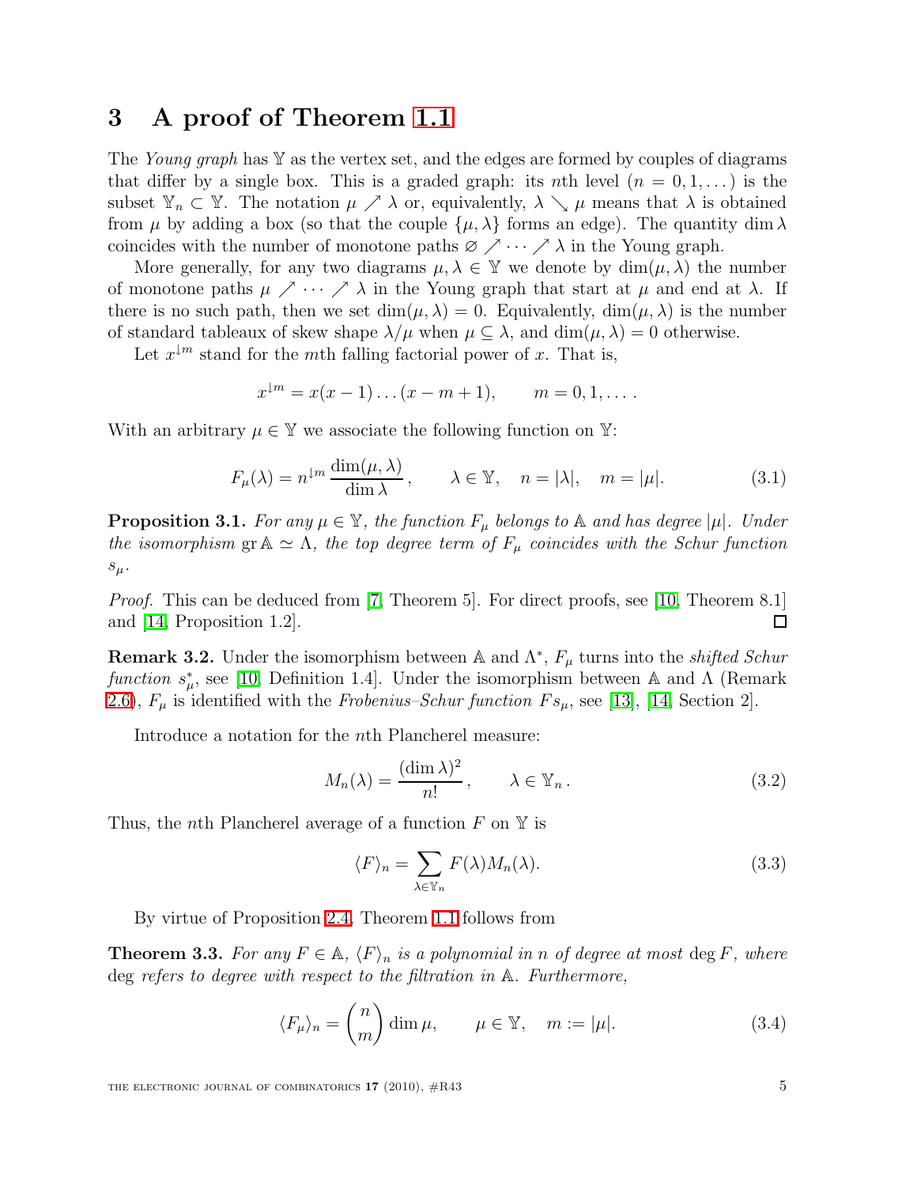## 3 A proof of Theorem 1.1

The *Young graph* has $\mathbb{Y}$ as the vertex set, and the edges are formed by couples of diagrams that differ by a single box. This is a graded graph: its $n$th level ($n = 0, 1, \dots$) is the subset $\mathbb{Y}_n \subset \mathbb{Y}$. The notation $\mu \nearrow \lambda$ or, equivalently, $\lambda \searrow \mu$ means that $\lambda$ is obtained from $\mu$ by adding a box (so that the couple $\{\mu, \lambda\}$ forms an edge). The quantity $\dim \lambda$ coincides with the number of monotone paths $\varnothing \nearrow \cdots \nearrow \lambda$ in the Young graph.

More generally, for any two diagrams $\mu, \lambda \in \mathbb{Y}$ we denote by $\dim(\mu, \lambda)$ the number of monotone paths $\mu \nearrow \cdots \nearrow \lambda$ in the Young graph that start at $\mu$ and end at $\lambda$. If there is no such path, then we set $\dim(\mu, \lambda) = 0$. Equivalently, $\dim(\mu, \lambda)$ is the number of standard tableaux of skew shape $\lambda/\mu$ when $\mu \subseteq \lambda$, and $\dim(\mu, \lambda) = 0$ otherwise.

Let $x^{\downarrow m}$ stand for the $m$th falling factorial power of $x$. That is,

$$x^{\downarrow m} = x(x-1)\dots(x-m+1), \qquad m = 0, 1, \dots .$$

With an arbitrary $\mu \in \mathbb{Y}$ we associate the following function on $\mathbb{Y}$:

$$F_\mu(\lambda) = n^{\downarrow m} \frac{\dim(\mu, \lambda)}{\dim \lambda}, \qquad \lambda \in \mathbb{Y}, \quad n = |\lambda|, \quad m = |\mu|. \tag{3.1}$$

**Proposition 3.1.** *For any $\mu \in \mathbb{Y}$, the function $F_\mu$ belongs to $\mathbb{A}$ and has degree $|\mu|$. Under the isomorphism $\operatorname{gr} \mathbb{A} \simeq \Lambda$, the top degree term of $F_\mu$ coincides with the Schur function $s_\mu$.*

*Proof.* This can be deduced from [7, Theorem 5]. For direct proofs, see [10, Theorem 8.1] and [14, Proposition 1.2]. $\square$

**Remark 3.2.** Under the isomorphism between $\mathbb{A}$ and $\Lambda^*$, $F_\mu$ turns into the *shifted Schur function* $s^*_\mu$, see [10, Definition 1.4]. Under the isomorphism between $\mathbb{A}$ and $\Lambda$ (Remark 2.6), $F_\mu$ is identified with the *Frobenius–Schur function* $Fs_\mu$, see [13], [14, Section 2].

Introduce a notation for the $n$th Plancherel measure:

$$M_n(\lambda) = \frac{(\dim \lambda)^2}{n!}, \qquad \lambda \in \mathbb{Y}_n \,. \tag{3.2}$$

Thus, the $n$th Plancherel average of a function $F$ on $\mathbb{Y}$ is

$$\langle F \rangle_n = \sum_{\lambda \in \mathbb{Y}_n} F(\lambda) M_n(\lambda). \tag{3.3}$$

By virtue of Proposition 2.4, Theorem 1.1 follows from

**Theorem 3.3.** *For any $F \in \mathbb{A}$, $\langle F \rangle_n$ is a polynomial in $n$ of degree at most $\deg F$, where $\deg$ refers to degree with respect to the filtration in $\mathbb{A}$. Furthermore,*

$$\langle F_\mu \rangle_n = \binom{n}{m} \dim \mu, \qquad \mu \in \mathbb{Y}, \quad m := |\mu|. \tag{3.4}$$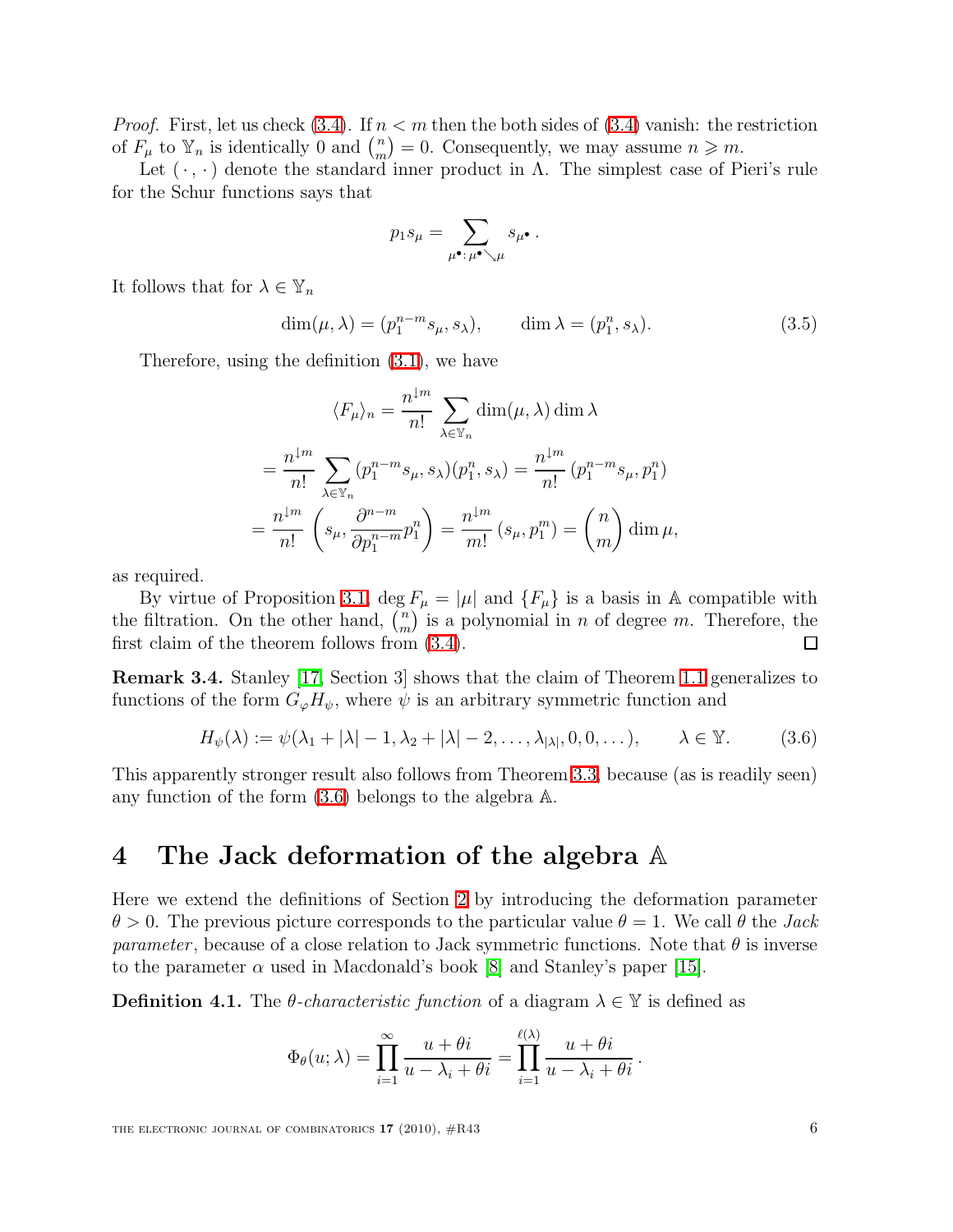*Proof.* First, let us check (3.4). If $n < m$ then the both sides of (3.4) vanish: the restriction of $F_\mu$ to $\mathbb{Y}_n$ is identically 0 and $\binom{n}{m} = 0$. Consequently, we may assume $n \geqslant m$.

Let $(\cdot\,,\cdot)$ denote the standard inner product in $\Lambda$. The simplest case of Pieri's rule for the Schur functions says that

$$p_1 s_\mu = \sum_{\mu^\bullet:\, \mu^\bullet \searrow \mu} s_{\mu^\bullet}\,.$$

It follows that for $\lambda \in \mathbb{Y}_n$

$$\dim(\mu,\lambda) = (p_1^{n-m} s_\mu, s_\lambda), \qquad \dim\lambda = (p_1^n, s_\lambda). \tag{3.5}$$

Therefore, using the definition (3.1), we have

$$\begin{aligned}
\langle F_\mu \rangle_n &= \frac{n^{\downarrow m}}{n!} \sum_{\lambda \in \mathbb{Y}_n} \dim(\mu,\lambda)\dim\lambda \\
&= \frac{n^{\downarrow m}}{n!} \sum_{\lambda \in \mathbb{Y}_n} (p_1^{n-m} s_\mu, s_\lambda)(p_1^n, s_\lambda) = \frac{n^{\downarrow m}}{n!}\,(p_1^{n-m} s_\mu, p_1^n) \\
&= \frac{n^{\downarrow m}}{n!}\left(s_\mu, \frac{\partial^{n-m}}{\partial p_1^{n-m}} p_1^n\right) = \frac{n^{\downarrow m}}{m!}\,(s_\mu, p_1^m) = \binom{n}{m}\dim\mu,
\end{aligned}$$

as required.

By virtue of Proposition 3.1, $\deg F_\mu = |\mu|$ and $\{F_\mu\}$ is a basis in $\mathbb{A}$ compatible with the filtration. On the other hand, $\binom{n}{m}$ is a polynomial in $n$ of degree $m$. Therefore, the first claim of the theorem follows from (3.4). $\square$

**Remark 3.4.** Stanley [17, Section 3] shows that the claim of Theorem 1.1 generalizes to functions of the form $G_\varphi H_\psi$, where $\psi$ is an arbitrary symmetric function and

$$H_\psi(\lambda) := \psi(\lambda_1 + |\lambda| - 1, \lambda_2 + |\lambda| - 2, \dots, \lambda_{|\lambda|}, 0, 0, \dots), \qquad \lambda \in \mathbb{Y}. \tag{3.6}$$

This apparently stronger result also follows from Theorem 3.3, because (as is readily seen) any function of the form (3.6) belongs to the algebra $\mathbb{A}$.

# 4 The Jack deformation of the algebra $\mathbb{A}$

Here we extend the definitions of Section 2 by introducing the deformation parameter $\theta > 0$. The previous picture corresponds to the particular value $\theta = 1$. We call $\theta$ the *Jack parameter*, because of a close relation to Jack symmetric functions. Note that $\theta$ is inverse to the parameter $\alpha$ used in Macdonald's book [8] and Stanley's paper [15].

**Definition 4.1.** The *$\theta$-characteristic function* of a diagram $\lambda \in \mathbb{Y}$ is defined as

$$\Phi_\theta(u;\lambda) = \prod_{i=1}^{\infty} \frac{u + \theta i}{u - \lambda_i + \theta i} = \prod_{i=1}^{\ell(\lambda)} \frac{u + \theta i}{u - \lambda_i + \theta i}\,.$$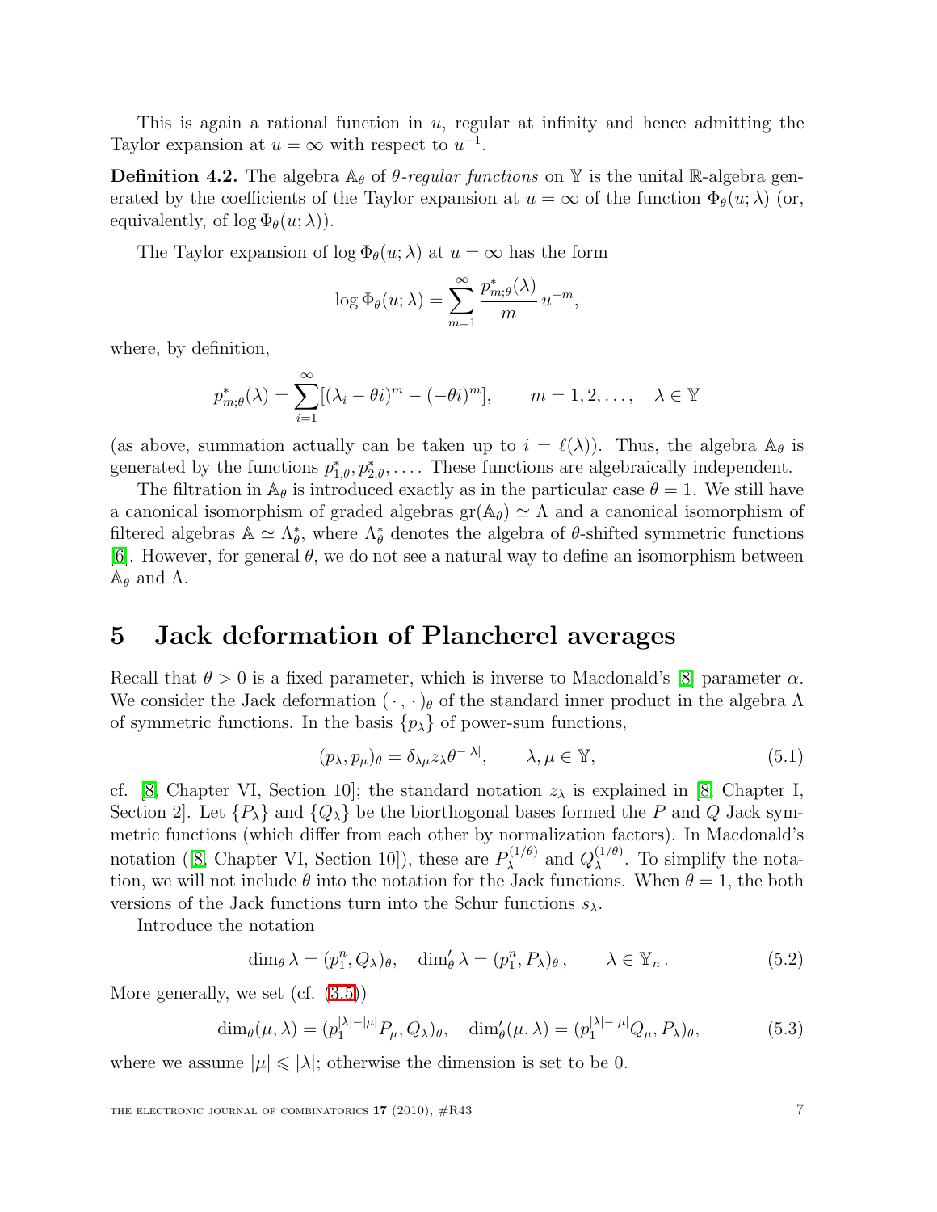This is again a rational function in $u$, regular at infinity and hence admitting the Taylor expansion at $u = \infty$ with respect to $u^{-1}$.

**Definition 4.2.** The algebra $\mathbb{A}_\theta$ of *$\theta$-regular functions* on $\mathbb{Y}$ is the unital $\mathbb{R}$-algebra generated by the coefficients of the Taylor expansion at $u = \infty$ of the function $\Phi_\theta(u;\lambda)$ (or, equivalently, of $\log \Phi_\theta(u;\lambda)$).

The Taylor expansion of $\log \Phi_\theta(u;\lambda)$ at $u = \infty$ has the form

$$\log \Phi_\theta(u;\lambda) = \sum_{m=1}^{\infty} \frac{p^*_{m;\theta}(\lambda)}{m}\, u^{-m},$$

where, by definition,

$$p^*_{m;\theta}(\lambda) = \sum_{i=1}^{\infty}[(\lambda_i - \theta i)^m - (-\theta i)^m], \qquad m = 1, 2, \dots, \quad \lambda \in \mathbb{Y}$$

(as above, summation actually can be taken up to $i = \ell(\lambda)$). Thus, the algebra $\mathbb{A}_\theta$ is generated by the functions $p^*_{1;\theta}, p^*_{2;\theta}, \dots$. These functions are algebraically independent.

The filtration in $\mathbb{A}_\theta$ is introduced exactly as in the particular case $\theta = 1$. We still have a canonical isomorphism of graded algebras $\mathrm{gr}(\mathbb{A}_\theta) \simeq \Lambda$ and a canonical isomorphism of filtered algebras $\mathbb{A} \simeq \Lambda^*_\theta$, where $\Lambda^*_\theta$ denotes the algebra of $\theta$-shifted symmetric functions [6]. However, for general $\theta$, we do not see a natural way to define an isomorphism between $\mathbb{A}_\theta$ and $\Lambda$.

# 5 Jack deformation of Plancherel averages

Recall that $\theta > 0$ is a fixed parameter, which is inverse to Macdonald's [8] parameter $\alpha$. We consider the Jack deformation $(\,\cdot\,,\cdot\,)_\theta$ of the standard inner product in the algebra $\Lambda$ of symmetric functions. In the basis $\{p_\lambda\}$ of power-sum functions,

$$(p_\lambda, p_\mu)_\theta = \delta_{\lambda\mu} z_\lambda \theta^{-|\lambda|}, \qquad \lambda, \mu \in \mathbb{Y}, \tag{5.1}$$

cf. [8, Chapter VI, Section 10]; the standard notation $z_\lambda$ is explained in [8, Chapter I, Section 2]. Let $\{P_\lambda\}$ and $\{Q_\lambda\}$ be the biorthogonal bases formed the $P$ and $Q$ Jack symmetric functions (which differ from each other by normalization factors). In Macdonald's notation ([8, Chapter VI, Section 10]), these are $P^{(1/\theta)}_\lambda$ and $Q^{(1/\theta)}_\lambda$. To simplify the notation, we will not include $\theta$ into the notation for the Jack functions. When $\theta = 1$, the both versions of the Jack functions turn into the Schur functions $s_\lambda$.

Introduce the notation

$$\dim_\theta \lambda = (p_1^n, Q_\lambda)_\theta, \quad \dim'_\theta \lambda = (p_1^n, P_\lambda)_\theta\,, \qquad \lambda \in \mathbb{Y}_n\,. \tag{5.2}$$

More generally, we set (cf. (3.5))

$$\dim_\theta(\mu,\lambda) = (p_1^{|\lambda|-|\mu|} P_\mu, Q_\lambda)_\theta, \quad \dim'_\theta(\mu,\lambda) = (p_1^{|\lambda|-|\mu|} Q_\mu, P_\lambda)_\theta, \tag{5.3}$$

where we assume $|\mu| \leqslant |\lambda|$; otherwise the dimension is set to be 0.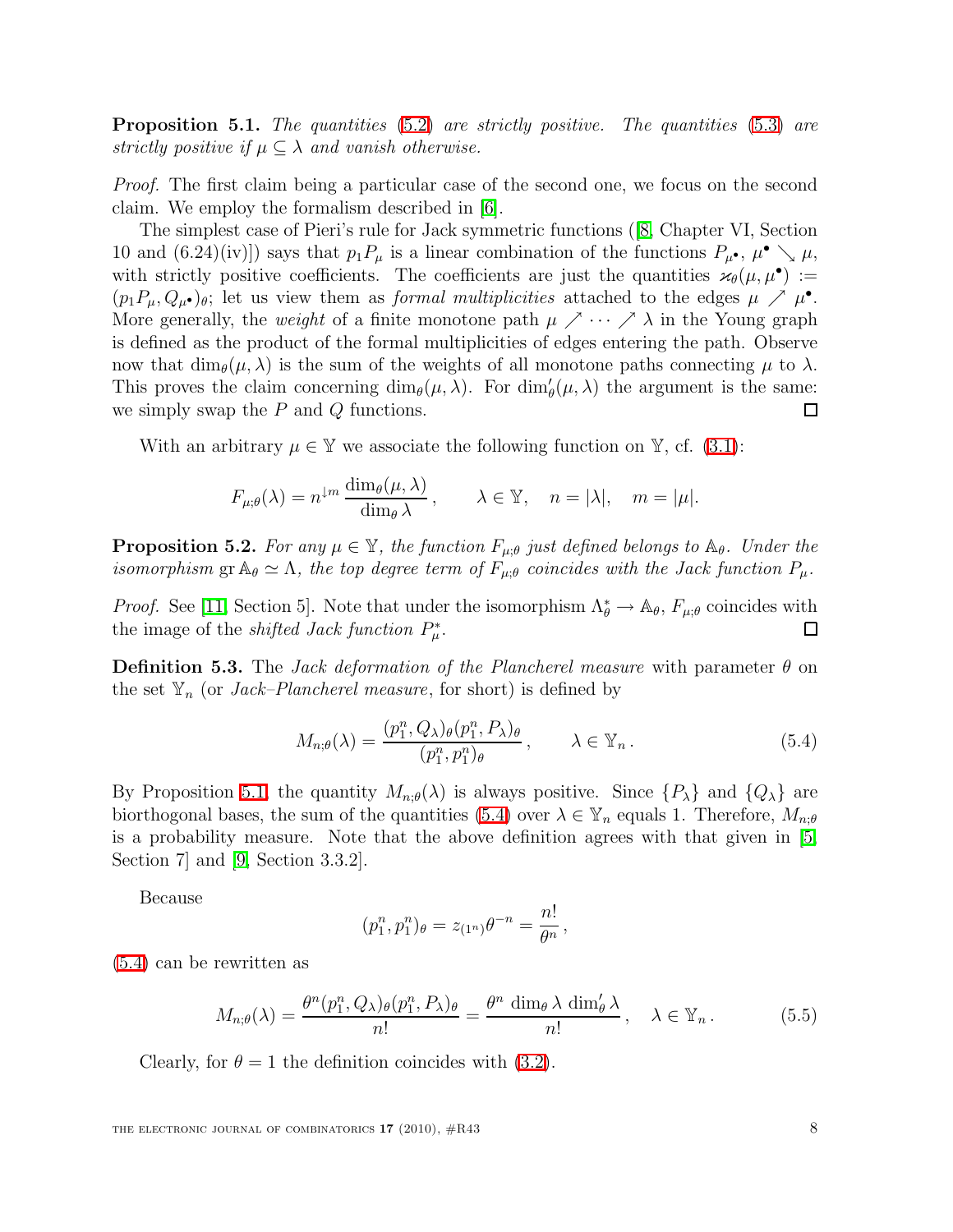**Proposition 5.1.** *The quantities* (5.2) *are strictly positive. The quantities* (5.3) *are strictly positive if* $\mu \subseteq \lambda$ *and vanish otherwise.*

*Proof.* The first claim being a particular case of the second one, we focus on the second claim. We employ the formalism described in [6].

The simplest case of Pieri's rule for Jack symmetric functions ([8, Chapter VI, Section 10 and (6.24)(iv)]) says that $p_1 P_\mu$ is a linear combination of the functions $P_{\mu^\bullet}$, $\mu^\bullet \searrow \mu$, with strictly positive coefficients. The coefficients are just the quantities $\varkappa_\theta(\mu, \mu^\bullet) := (p_1 P_\mu, Q_{\mu^\bullet})_\theta$; let us view them as *formal multiplicities* attached to the edges $\mu \nearrow \mu^\bullet$. More generally, the *weight* of a finite monotone path $\mu \nearrow \cdots \nearrow \lambda$ in the Young graph is defined as the product of the formal multiplicities of edges entering the path. Observe now that $\dim_\theta(\mu, \lambda)$ is the sum of the weights of all monotone paths connecting $\mu$ to $\lambda$. This proves the claim concerning $\dim_\theta(\mu, \lambda)$. For $\dim'_\theta(\mu, \lambda)$ the argument is the same: we simply swap the $P$ and $Q$ functions. ◻

With an arbitrary $\mu \in \mathbb{Y}$ we associate the following function on $\mathbb{Y}$, cf. (3.1):

$$F_{\mu;\theta}(\lambda) = n^{\downarrow m} \frac{\dim_\theta(\mu, \lambda)}{\dim_\theta \lambda}, \qquad \lambda \in \mathbb{Y}, \quad n = |\lambda|, \quad m = |\mu|.$$

**Proposition 5.2.** *For any* $\mu \in \mathbb{Y}$*, the function* $F_{\mu;\theta}$ *just defined belongs to* $\mathbb{A}_\theta$*. Under the isomorphism* $\operatorname{gr} \mathbb{A}_\theta \simeq \Lambda$*, the top degree term of* $F_{\mu;\theta}$ *coincides with the Jack function* $P_\mu$*.*

*Proof.* See [11, Section 5]. Note that under the isomorphism $\Lambda^*_\theta \to \mathbb{A}_\theta$, $F_{\mu;\theta}$ coincides with the image of the *shifted Jack function* $P^*_\mu$. ◻

**Definition 5.3.** The *Jack deformation of the Plancherel measure* with parameter $\theta$ on the set $\mathbb{Y}_n$ (or *Jack–Plancherel measure*, for short) is defined by

$$M_{n;\theta}(\lambda) = \frac{(p_1^n, Q_\lambda)_\theta (p_1^n, P_\lambda)_\theta}{(p_1^n, p_1^n)_\theta}, \qquad \lambda \in \mathbb{Y}_n. \tag{5.4}$$

By Proposition 5.1, the quantity $M_{n;\theta}(\lambda)$ is always positive. Since $\{P_\lambda\}$ and $\{Q_\lambda\}$ are biorthogonal bases, the sum of the quantities (5.4) over $\lambda \in \mathbb{Y}_n$ equals 1. Therefore, $M_{n;\theta}$ is a probability measure. Note that the above definition agrees with that given in [5, Section 7] and [9, Section 3.3.2].

Because

$$(p_1^n, p_1^n)_\theta = z_{(1^n)} \theta^{-n} = \frac{n!}{\theta^n},$$

(5.4) can be rewritten as

$$M_{n;\theta}(\lambda) = \frac{\theta^n (p_1^n, Q_\lambda)_\theta (p_1^n, P_\lambda)_\theta}{n!} = \frac{\theta^n \dim_\theta \lambda \, \dim'_\theta \lambda}{n!}, \quad \lambda \in \mathbb{Y}_n. \tag{5.5}$$

Clearly, for $\theta = 1$ the definition coincides with (3.2).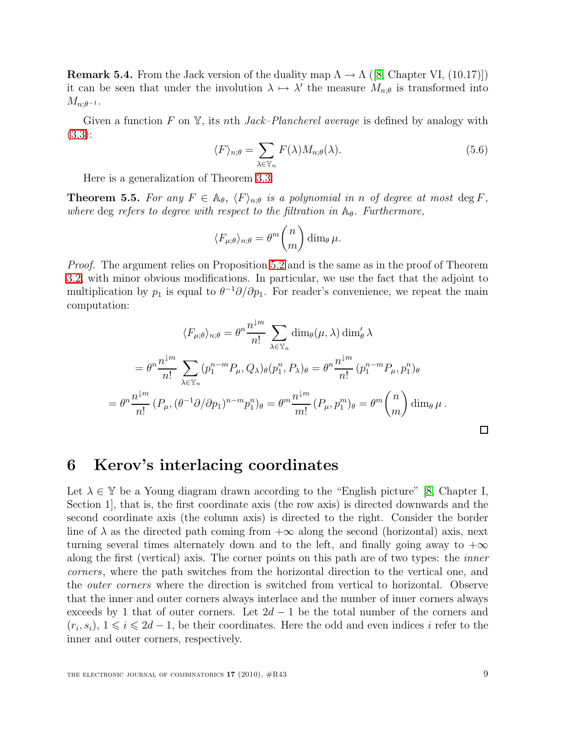**Remark 5.4.** From the Jack version of the duality map $\Lambda \to \Lambda$ ([8, Chapter VI, (10.17)]) it can be seen that under the involution $\lambda \mapsto \lambda'$ the measure $M_{n;\theta}$ is transformed into $M_{n;\theta^{-1}}$.

Given a function $F$ on $\mathbb{Y}$, its $n$th *Jack–Plancherel average* is defined by analogy with (3.3):

$$\langle F \rangle_{n;\theta} = \sum_{\lambda \in \mathbb{Y}_n} F(\lambda) M_{n;\theta}(\lambda). \tag{5.6}$$

Here is a generalization of Theorem 3.3.

**Theorem 5.5.** *For any $F \in \mathbb{A}_\theta$, $\langle F \rangle_{n;\theta}$ is a polynomial in $n$ of degree at most $\deg F$, where $\deg$ refers to degree with respect to the filtration in $\mathbb{A}_\theta$. Furthermore,*

$$\langle F_{\mu;\theta} \rangle_{n;\theta} = \theta^m \binom{n}{m} \dim_\theta \mu.$$

*Proof.* The argument relies on Proposition 5.2 and is the same as in the proof of Theorem 3.2, with minor obvious modifications. In particular, we use the fact that the adjoint to multiplication by $p_1$ is equal to $\theta^{-1}\partial/\partial p_1$. For reader's convenience, we repeat the main computation:

$$\langle F_{\mu;\theta} \rangle_{n;\theta} = \theta^n \frac{n^{\downarrow m}}{n!} \sum_{\lambda \in \mathbb{Y}_n} \dim_\theta(\mu, \lambda) \dim'_\theta \lambda$$

$$= \theta^n \frac{n^{\downarrow m}}{n!} \sum_{\lambda \in \mathbb{Y}_n} (p_1^{n-m} P_\mu, Q_\lambda)_\theta (p_1^n, P_\lambda)_\theta = \theta^n \frac{n^{\downarrow m}}{n!} (p_1^{n-m} P_\mu, p_1^n)_\theta$$

$$= \theta^n \frac{n^{\downarrow m}}{n!} (P_\mu, (\theta^{-1}\partial/\partial p_1)^{n-m} p_1^n)_\theta = \theta^m \frac{n^{\downarrow m}}{m!} (P_\mu, p_1^m)_\theta = \theta^m \binom{n}{m} \dim_\theta \mu \,.$$

$\square$

# 6 Kerov's interlacing coordinates

Let $\lambda \in \mathbb{Y}$ be a Young diagram drawn according to the "English picture" [8, Chapter I, Section 1], that is, the first coordinate axis (the row axis) is directed downwards and the second coordinate axis (the column axis) is directed to the right. Consider the border line of $\lambda$ as the directed path coming from $+\infty$ along the second (horizontal) axis, next turning several times alternately down and to the left, and finally going away to $+\infty$ along the first (vertical) axis. The corner points on this path are of two types: the *inner corners*, where the path switches from the horizontal direction to the vertical one, and the *outer corners* where the direction is switched from vertical to horizontal. Observe that the inner and outer corners always interlace and the number of inner corners always exceeds by 1 that of outer corners. Let $2d-1$ be the total number of the corners and $(r_i, s_i)$, $1 \leqslant i \leqslant 2d-1$, be their coordinates. Here the odd and even indices $i$ refer to the inner and outer corners, respectively.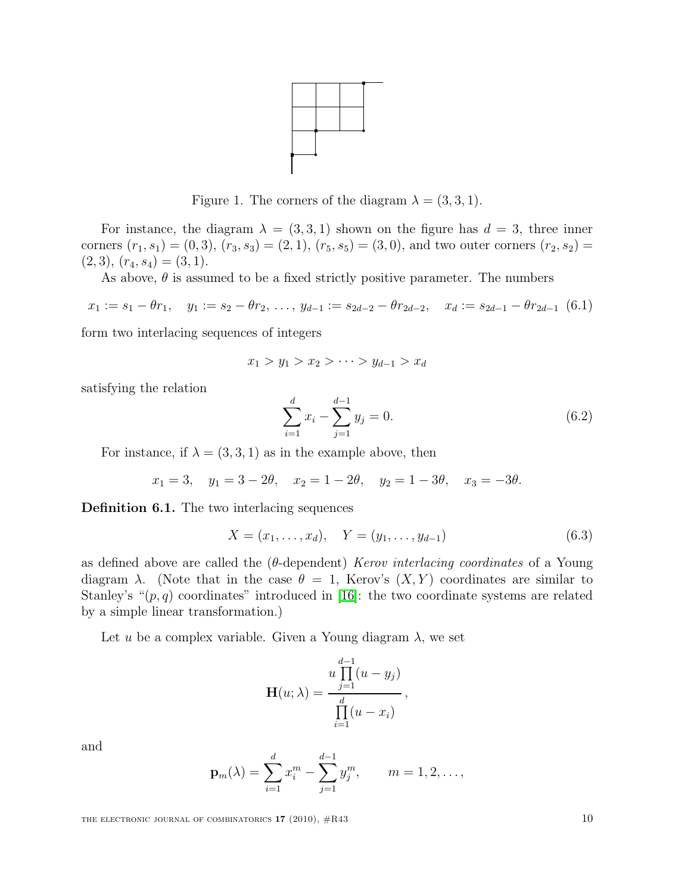Figure 1. The corners of the diagram $\lambda = (3, 3, 1)$.

For instance, the diagram $\lambda = (3, 3, 1)$ shown on the figure has $d = 3$, three inner corners $(r_1, s_1) = (0, 3)$, $(r_3, s_3) = (2, 1)$, $(r_5, s_5) = (3, 0)$, and two outer corners $(r_2, s_2) = (2, 3)$, $(r_4, s_4) = (3, 1)$.

As above, $\theta$ is assumed to be a fixed strictly positive parameter. The numbers

$$x_1 := s_1 - \theta r_1, \quad y_1 := s_2 - \theta r_2, \, \dots, \, y_{d-1} := s_{2d-2} - \theta r_{2d-2}, \quad x_d := s_{2d-1} - \theta r_{2d-1} \tag{6.1}$$

form two interlacing sequences of integers

$$x_1 > y_1 > x_2 > \cdots > y_{d-1} > x_d$$

satisfying the relation

$$\sum_{i=1}^{d} x_i - \sum_{j=1}^{d-1} y_j = 0. \tag{6.2}$$

For instance, if $\lambda = (3, 3, 1)$ as in the example above, then

$$x_1 = 3, \quad y_1 = 3 - 2\theta, \quad x_2 = 1 - 2\theta, \quad y_2 = 1 - 3\theta, \quad x_3 = -3\theta.$$

**Definition 6.1.** The two interlacing sequences

$$X = (x_1, \dots, x_d), \quad Y = (y_1, \dots, y_{d-1}) \tag{6.3}$$

as defined above are called the ($\theta$-dependent) *Kerov interlacing coordinates* of a Young diagram $\lambda$. (Note that in the case $\theta = 1$, Kerov's $(X, Y)$ coordinates are similar to Stanley's "$(p, q)$ coordinates" introduced in [16]: the two coordinate systems are related by a simple linear transformation.)

Let $u$ be a complex variable. Given a Young diagram $\lambda$, we set

$$\mathbf{H}(u; \lambda) = \frac{u \prod_{j=1}^{d-1} (u - y_j)}{\prod_{i=1}^{d} (u - x_i)},$$

and

$$\mathbf{p}_m(\lambda) = \sum_{i=1}^{d} x_i^m - \sum_{j=1}^{d-1} y_j^m, \qquad m = 1, 2, \dots,$$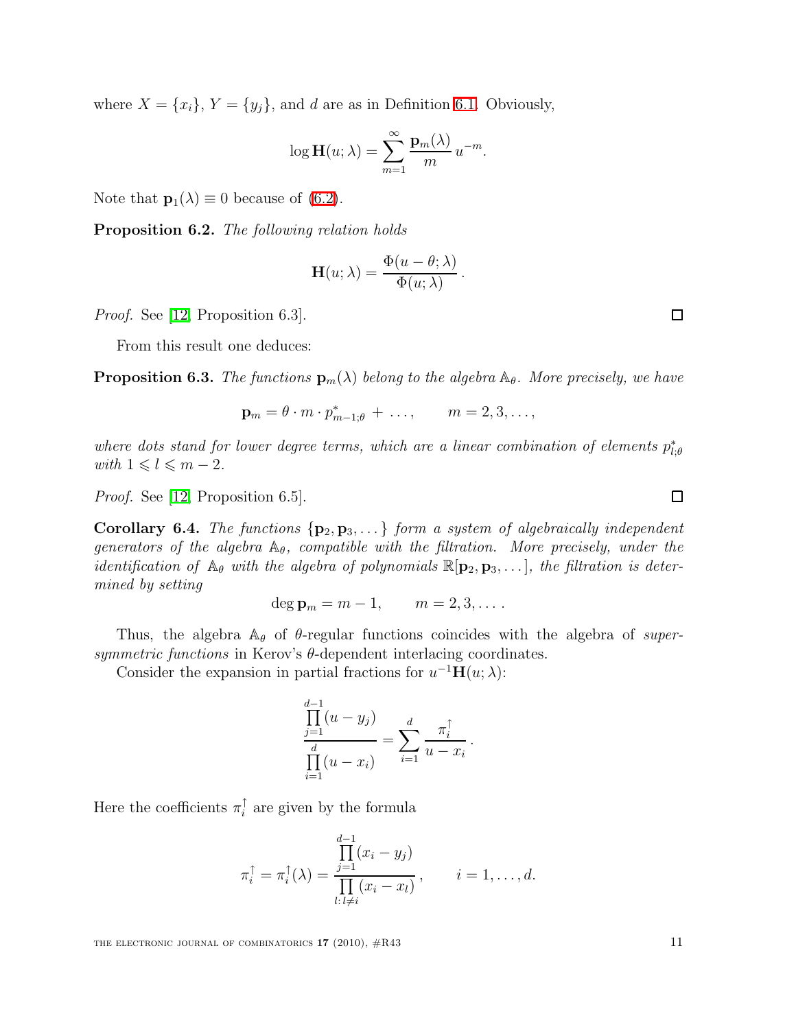where $X = \{x_i\}$, $Y = \{y_j\}$, and $d$ are as in Definition 6.1. Obviously,

$$\log \mathbf{H}(u; \lambda) = \sum_{m=1}^{\infty} \frac{\mathbf{p}_m(\lambda)}{m} \, u^{-m}.$$

Note that $\mathbf{p}_1(\lambda) \equiv 0$ because of (6.2).

**Proposition 6.2.** *The following relation holds*

$$\mathbf{H}(u; \lambda) = \frac{\Phi(u - \theta; \lambda)}{\Phi(u; \lambda)} \, .$$

*Proof.* See [12, Proposition 6.3]. □

From this result one deduces:

**Proposition 6.3.** *The functions $\mathbf{p}_m(\lambda)$ belong to the algebra $\mathbb{A}_\theta$. More precisely, we have*

$$\mathbf{p}_m = \theta \cdot m \cdot p^*_{m-1;\theta} + \ldots, \qquad m = 2, 3, \ldots,$$

*where dots stand for lower degree terms, which are a linear combination of elements $p^*_{l;\theta}$ with $1 \leqslant l \leqslant m-2$.*

*Proof.* See [12, Proposition 6.5]. □

**Corollary 6.4.** *The functions $\{\mathbf{p}_2, \mathbf{p}_3, \ldots\}$ form a system of algebraically independent generators of the algebra $\mathbb{A}_\theta$, compatible with the filtration. More precisely, under the identification of $\mathbb{A}_\theta$ with the algebra of polynomials $\mathbb{R}[\mathbf{p}_2, \mathbf{p}_3, \ldots]$, the filtration is determined by setting*

$$\deg \mathbf{p}_m = m - 1, \qquad m = 2, 3, \ldots.$$

Thus, the algebra $\mathbb{A}_\theta$ of $\theta$-regular functions coincides with the algebra of *supersymmetric functions* in Kerov's $\theta$-dependent interlacing coordinates.

Consider the expansion in partial fractions for $u^{-1}\mathbf{H}(u; \lambda)$:

$$\frac{\prod\limits_{j=1}^{d-1} (u - y_j)}{\prod\limits_{i=1}^{d} (u - x_i)} = \sum_{i=1}^{d} \frac{\pi_i^{\uparrow}}{u - x_i} \, .$$

Here the coefficients $\pi_i^{\uparrow}$ are given by the formula

$$\pi_i^{\uparrow} = \pi_i^{\uparrow}(\lambda) = \frac{\prod\limits_{j=1}^{d-1} (x_i - y_j)}{\prod\limits_{l:\, l \neq i} (x_i - x_l)} \, , \qquad i = 1, \ldots, d.$$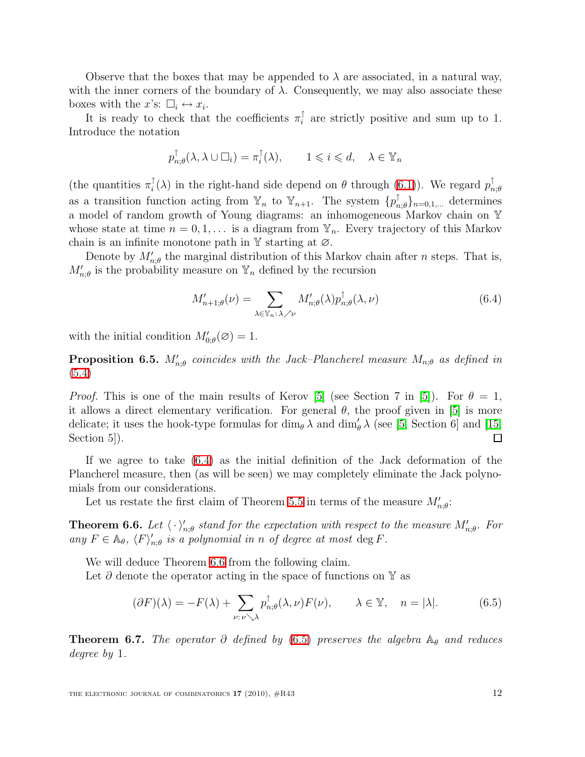Observe that the boxes that may be appended to $\lambda$ are associated, in a natural way, with the inner corners of the boundary of $\lambda$. Consequently, we may also associate these boxes with the $x$'s: $\square_i \leftrightarrow x_i$.

It is ready to check that the coefficients $\pi_i^\uparrow$ are strictly positive and sum up to 1. Introduce the notation

$$p_{n;\theta}^\uparrow(\lambda, \lambda \cup \square_i) = \pi_i^\uparrow(\lambda), \qquad 1 \leqslant i \leqslant d, \quad \lambda \in \mathbb{Y}_n$$

(the quantities $\pi_i^\uparrow(\lambda)$ in the right-hand side depend on $\theta$ through (6.1)). We regard $p_{n;\theta}^\uparrow$ as a transition function acting from $\mathbb{Y}_n$ to $\mathbb{Y}_{n+1}$. The system $\{p_{n;\theta}^\uparrow\}_{n=0,1,\dots}$ determines a model of random growth of Young diagrams: an inhomogeneous Markov chain on $\mathbb{Y}$ whose state at time $n = 0, 1, \dots$ is a diagram from $\mathbb{Y}_n$. Every trajectory of this Markov chain is an infinite monotone path in $\mathbb{Y}$ starting at $\varnothing$.

Denote by $M'_{n;\theta}$ the marginal distribution of this Markov chain after $n$ steps. That is, $M'_{n;\theta}$ is the probability measure on $\mathbb{Y}_n$ defined by the recursion

$$M'_{n+1;\theta}(\nu) = \sum_{\lambda \in \mathbb{Y}_n \colon \lambda \nearrow \nu} M'_{n;\theta}(\lambda) p_{n;\theta}^\uparrow(\lambda, \nu) \tag{6.4}$$

with the initial condition $M'_{0;\theta}(\varnothing) = 1$.

**Proposition 6.5.** *$M'_{n;\theta}$ coincides with the Jack–Plancherel measure $M_{n;\theta}$ as defined in (5.4)*

*Proof.* This is one of the main results of Kerov [5] (see Section 7 in [5]). For $\theta = 1$, it allows a direct elementary verification. For general $\theta$, the proof given in [5] is more delicate; it uses the hook-type formulas for $\dim_\theta \lambda$ and $\dim'_\theta \lambda$ (see [5, Section 6] and [15, Section 5]). $\square$

If we agree to take (6.4) as the initial definition of the Jack deformation of the Plancherel measure, then (as will be seen) we may completely eliminate the Jack polynomials from our considerations.

Let us restate the first claim of Theorem 5.5 in terms of the measure $M'_{n;\theta}$:

**Theorem 6.6.** *Let $\langle \,\cdot\, \rangle'_{n;\theta}$ stand for the expectation with respect to the measure $M'_{n;\theta}$. For any $F \in \mathbb{A}_\theta$, $\langle F \rangle'_{n;\theta}$ is a polynomial in $n$ of degree at most $\deg F$.*

We will deduce Theorem 6.6 from the following claim.

Let $\partial$ denote the operator acting in the space of functions on $\mathbb{Y}$ as

$$(\partial F)(\lambda) = -F(\lambda) + \sum_{\nu \colon \nu \searrow \lambda} p_{n;\theta}^\uparrow(\lambda, \nu) F(\nu), \qquad \lambda \in \mathbb{Y}, \quad n = |\lambda|. \tag{6.5}$$

**Theorem 6.7.** *The operator $\partial$ defined by (6.5) preserves the algebra $\mathbb{A}_\theta$ and reduces degree by 1.*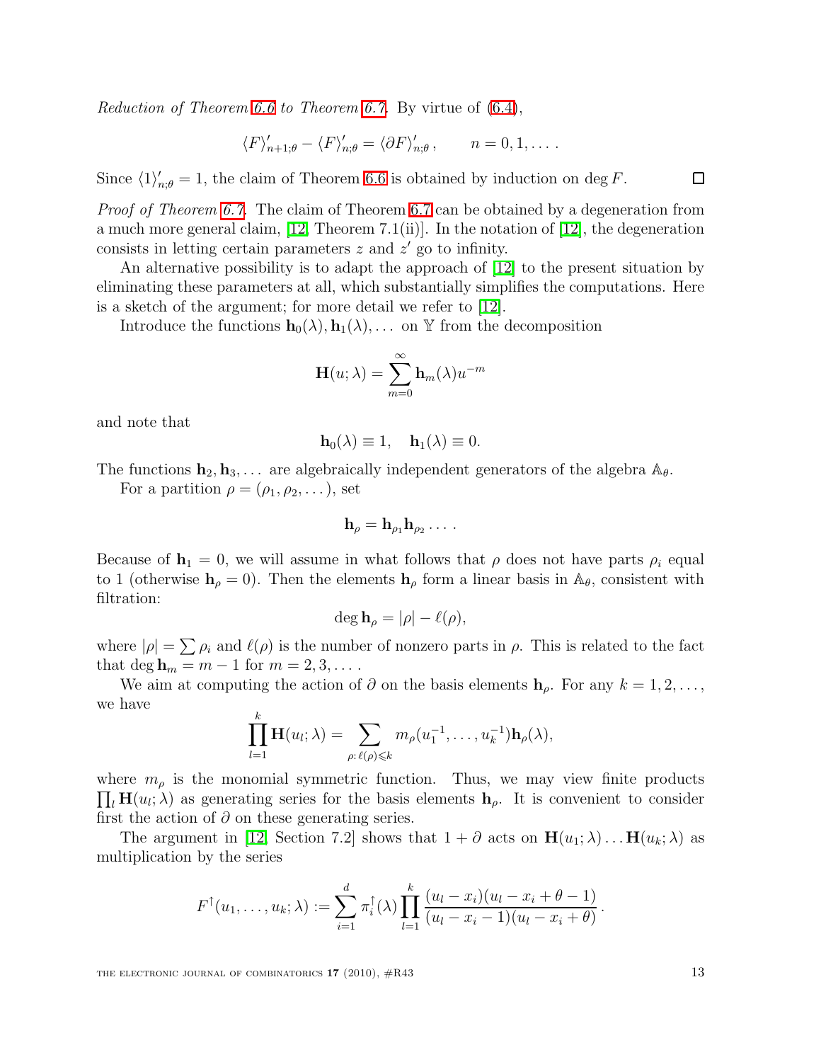*Reduction of Theorem 6.6 to Theorem 6.7.* By virtue of (6.4),

$$\langle F\rangle'_{n+1;\theta} - \langle F\rangle'_{n;\theta} = \langle \partial F\rangle'_{n;\theta}, \qquad n = 0, 1, \dots .$$

Since $\langle 1\rangle'_{n;\theta} = 1$, the claim of Theorem 6.6 is obtained by induction on $\deg F$. $\square$

*Proof of Theorem 6.7.* The claim of Theorem 6.7 can be obtained by a degeneration from a much more general claim, [12, Theorem 7.1(ii)]. In the notation of [12], the degeneration consists in letting certain parameters $z$ and $z'$ go to infinity.

An alternative possibility is to adapt the approach of [12] to the present situation by eliminating these parameters at all, which substantially simplifies the computations. Here is a sketch of the argument; for more detail we refer to [12].

Introduce the functions $\mathbf{h}_0(\lambda), \mathbf{h}_1(\lambda), \dots$ on $\mathbb{Y}$ from the decomposition

$$\mathbf{H}(u;\lambda) = \sum_{m=0}^{\infty} \mathbf{h}_m(\lambda) u^{-m}$$

and note that

$$\mathbf{h}_0(\lambda) \equiv 1, \quad \mathbf{h}_1(\lambda) \equiv 0.$$

The functions $\mathbf{h}_2, \mathbf{h}_3, \dots$ are algebraically independent generators of the algebra $\mathbb{A}_\theta$.

For a partition $\rho = (\rho_1, \rho_2, \dots)$, set

$$\mathbf{h}_\rho = \mathbf{h}_{\rho_1} \mathbf{h}_{\rho_2} \dots .$$

Because of $\mathbf{h}_1 = 0$, we will assume in what follows that $\rho$ does not have parts $\rho_i$ equal to 1 (otherwise $\mathbf{h}_\rho = 0$). Then the elements $\mathbf{h}_\rho$ form a linear basis in $\mathbb{A}_\theta$, consistent with filtration:

$$\deg \mathbf{h}_\rho = |\rho| - \ell(\rho),$$

where $|\rho| = \sum \rho_i$ and $\ell(\rho)$ is the number of nonzero parts in $\rho$. This is related to the fact that $\deg \mathbf{h}_m = m - 1$ for $m = 2, 3, \dots$.

We aim at computing the action of $\partial$ on the basis elements $\mathbf{h}_\rho$. For any $k = 1, 2, \dots$, we have

$$\prod_{l=1}^{k} \mathbf{H}(u_l;\lambda) = \sum_{\rho:\, \ell(\rho) \leqslant k} m_\rho(u_1^{-1}, \dots, u_k^{-1}) \mathbf{h}_\rho(\lambda),$$

where $m_\rho$ is the monomial symmetric function. Thus, we may view finite products $\prod_l \mathbf{H}(u_l;\lambda)$ as generating series for the basis elements $\mathbf{h}_\rho$. It is convenient to consider first the action of $\partial$ on these generating series.

The argument in [12, Section 7.2] shows that $1 + \partial$ acts on $\mathbf{H}(u_1;\lambda) \dots \mathbf{H}(u_k;\lambda)$ as multiplication by the series

$$F^{\uparrow}(u_1, \dots, u_k; \lambda) := \sum_{i=1}^{d} \pi_i^{\uparrow}(\lambda) \prod_{l=1}^{k} \frac{(u_l - x_i)(u_l - x_i + \theta - 1)}{(u_l - x_i - 1)(u_l - x_i + \theta)}.$$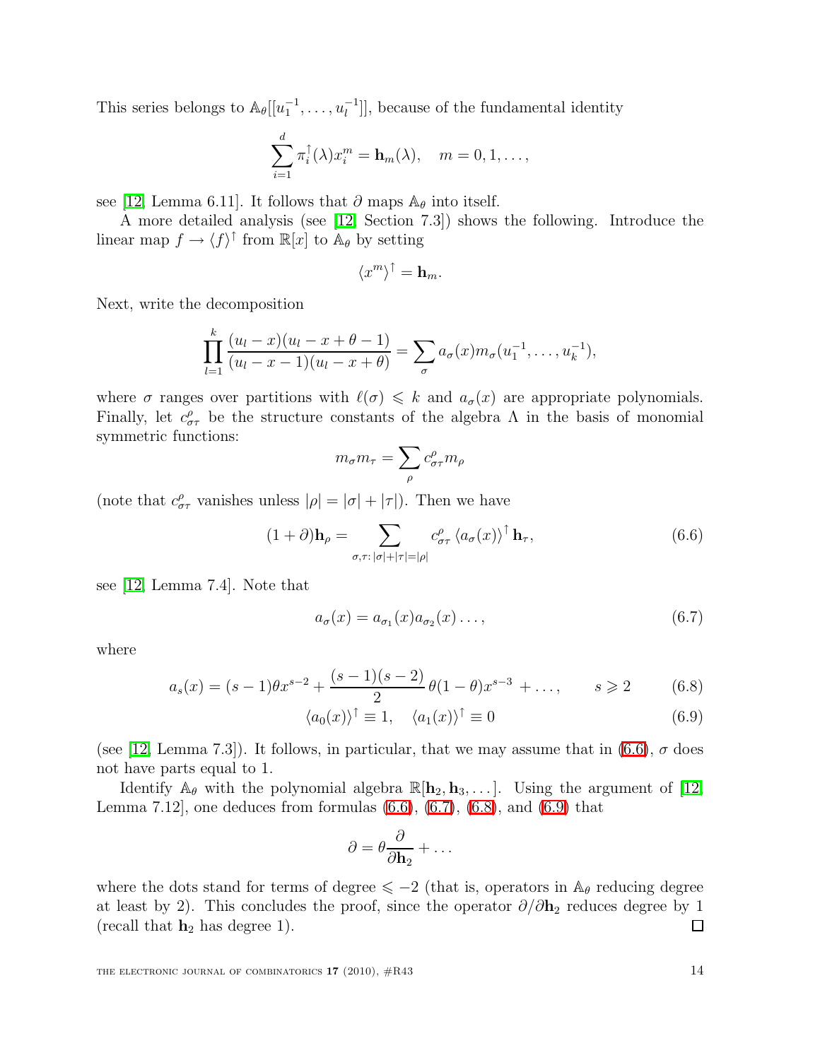This series belongs to $\mathbb{A}_\theta[[u_1^{-1},\dots,u_l^{-1}]]$, because of the fundamental identity

$$\sum_{i=1}^{d} \pi_i^{\uparrow}(\lambda) x_i^m = \mathbf{h}_m(\lambda), \quad m = 0, 1, \dots,$$

see [12, Lemma 6.11]. It follows that $\partial$ maps $\mathbb{A}_\theta$ into itself.

A more detailed analysis (see [12, Section 7.3]) shows the following. Introduce the linear map $f \to \langle f \rangle^{\uparrow}$ from $\mathbb{R}[x]$ to $\mathbb{A}_\theta$ by setting

$$\langle x^m \rangle^{\uparrow} = \mathbf{h}_m.$$

Next, write the decomposition

$$\prod_{l=1}^{k} \frac{(u_l - x)(u_l - x + \theta - 1)}{(u_l - x - 1)(u_l - x + \theta)} = \sum_{\sigma} a_\sigma(x) m_\sigma(u_1^{-1}, \dots, u_k^{-1}),$$

where $\sigma$ ranges over partitions with $\ell(\sigma) \leqslant k$ and $a_\sigma(x)$ are appropriate polynomials. Finally, let $c_{\sigma\tau}^{\rho}$ be the structure constants of the algebra $\Lambda$ in the basis of monomial symmetric functions:

$$m_\sigma m_\tau = \sum_{\rho} c_{\sigma\tau}^{\rho} m_\rho$$

(note that $c_{\sigma\tau}^{\rho}$ vanishes unless $|\rho| = |\sigma| + |\tau|$). Then we have

$$(1 + \partial)\mathbf{h}_\rho = \sum_{\sigma,\tau:\, |\sigma|+|\tau|=|\rho|} c_{\sigma\tau}^{\rho} \langle a_\sigma(x) \rangle^{\uparrow} \mathbf{h}_\tau, \tag{6.6}$$

see [12, Lemma 7.4]. Note that

$$a_\sigma(x) = a_{\sigma_1}(x) a_{\sigma_2}(x) \dots, \tag{6.7}$$

where

$$a_s(x) = (s-1)\theta x^{s-2} + \frac{(s-1)(s-2)}{2}\,\theta(1-\theta)x^{s-3} + \dots, \qquad s \geqslant 2 \tag{6.8}$$

$$\langle a_0(x) \rangle^{\uparrow} \equiv 1, \quad \langle a_1(x) \rangle^{\uparrow} \equiv 0 \tag{6.9}$$

(see [12, Lemma 7.3]). It follows, in particular, that we may assume that in (6.6), $\sigma$ does not have parts equal to 1.

Identify $\mathbb{A}_\theta$ with the polynomial algebra $\mathbb{R}[\mathbf{h}_2, \mathbf{h}_3, \dots]$. Using the argument of [12, Lemma 7.12], one deduces from formulas (6.6), (6.7), (6.8), and (6.9) that

$$\partial = \theta \frac{\partial}{\partial \mathbf{h}_2} + \dots$$

where the dots stand for terms of degree $\leqslant -2$ (that is, operators in $\mathbb{A}_\theta$ reducing degree at least by 2). This concludes the proof, since the operator $\partial/\partial \mathbf{h}_2$ reduces degree by 1 (recall that $\mathbf{h}_2$ has degree 1). ☐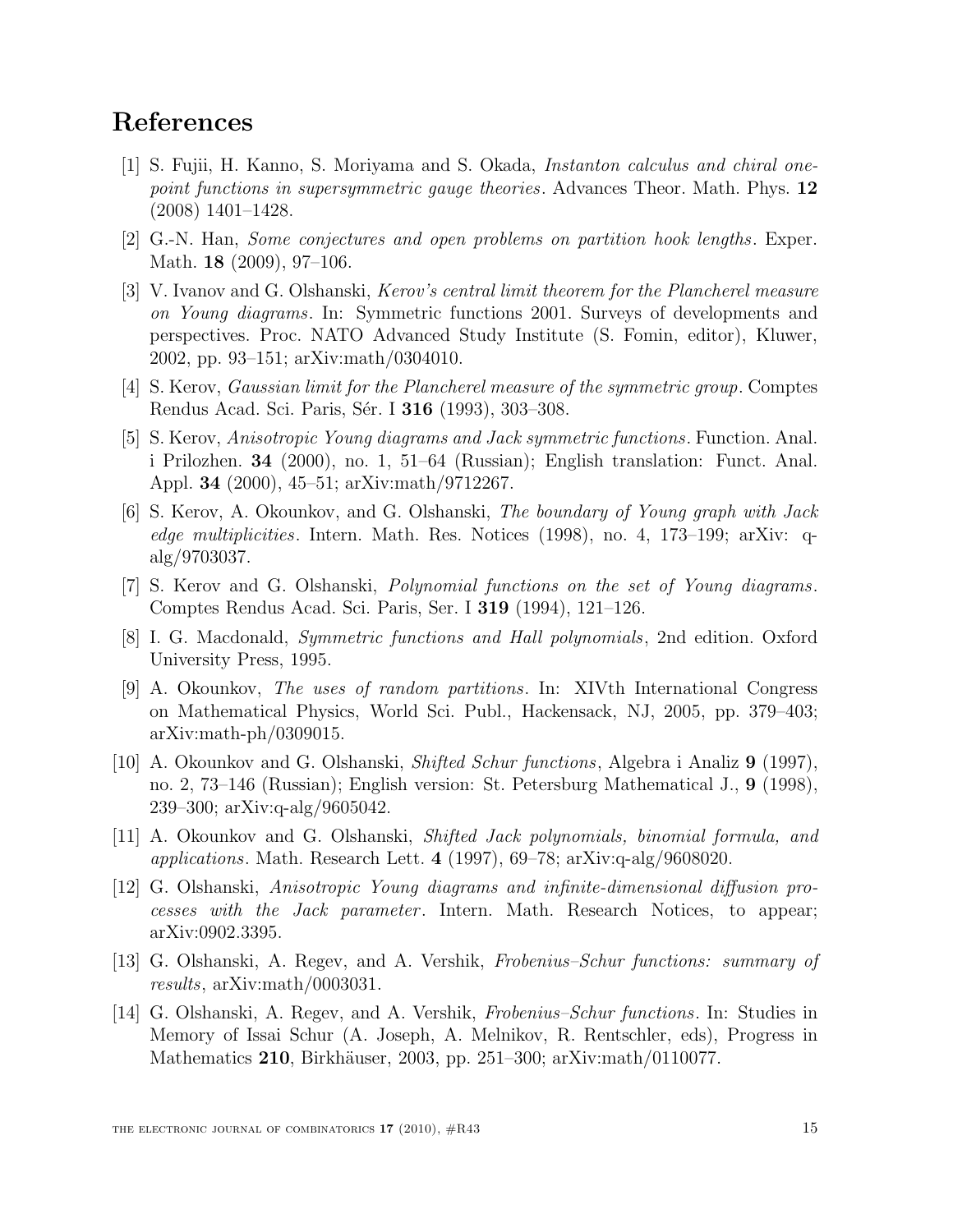# References

[1] S. Fujii, H. Kanno, S. Moriyama and S. Okada, *Instanton calculus and chiral one-point functions in supersymmetric gauge theories*. Advances Theor. Math. Phys. **12** (2008) 1401–1428.

[2] G.-N. Han, *Some conjectures and open problems on partition hook lengths*. Exper. Math. **18** (2009), 97–106.

[3] V. Ivanov and G. Olshanski, *Kerov's central limit theorem for the Plancherel measure on Young diagrams*. In: Symmetric functions 2001. Surveys of developments and perspectives. Proc. NATO Advanced Study Institute (S. Fomin, editor), Kluwer, 2002, pp. 93–151; arXiv:math/0304010.

[4] S. Kerov, *Gaussian limit for the Plancherel measure of the symmetric group*. Comptes Rendus Acad. Sci. Paris, Sér. I **316** (1993), 303–308.

[5] S. Kerov, *Anisotropic Young diagrams and Jack symmetric functions*. Function. Anal. i Prilozhen. **34** (2000), no. 1, 51–64 (Russian); English translation: Funct. Anal. Appl. **34** (2000), 45–51; arXiv:math/9712267.

[6] S. Kerov, A. Okounkov, and G. Olshanski, *The boundary of Young graph with Jack edge multiplicities*. Intern. Math. Res. Notices (1998), no. 4, 173–199; arXiv: q-alg/9703037.

[7] S. Kerov and G. Olshanski, *Polynomial functions on the set of Young diagrams*. Comptes Rendus Acad. Sci. Paris, Ser. I **319** (1994), 121–126.

[8] I. G. Macdonald, *Symmetric functions and Hall polynomials*, 2nd edition. Oxford University Press, 1995.

[9] A. Okounkov, *The uses of random partitions*. In: XIVth International Congress on Mathematical Physics, World Sci. Publ., Hackensack, NJ, 2005, pp. 379–403; arXiv:math-ph/0309015.

[10] A. Okounkov and G. Olshanski, *Shifted Schur functions*, Algebra i Analiz **9** (1997), no. 2, 73–146 (Russian); English version: St. Petersburg Mathematical J., **9** (1998), 239–300; arXiv:q-alg/9605042.

[11] A. Okounkov and G. Olshanski, *Shifted Jack polynomials, binomial formula, and applications*. Math. Research Lett. **4** (1997), 69–78; arXiv:q-alg/9608020.

[12] G. Olshanski, *Anisotropic Young diagrams and infinite-dimensional diffusion processes with the Jack parameter*. Intern. Math. Research Notices, to appear; arXiv:0902.3395.

[13] G. Olshanski, A. Regev, and A. Vershik, *Frobenius–Schur functions: summary of results*, arXiv:math/0003031.

[14] G. Olshanski, A. Regev, and A. Vershik, *Frobenius–Schur functions*. In: Studies in Memory of Issai Schur (A. Joseph, A. Melnikov, R. Rentschler, eds), Progress in Mathematics **210**, Birkhäuser, 2003, pp. 251–300; arXiv:math/0110077.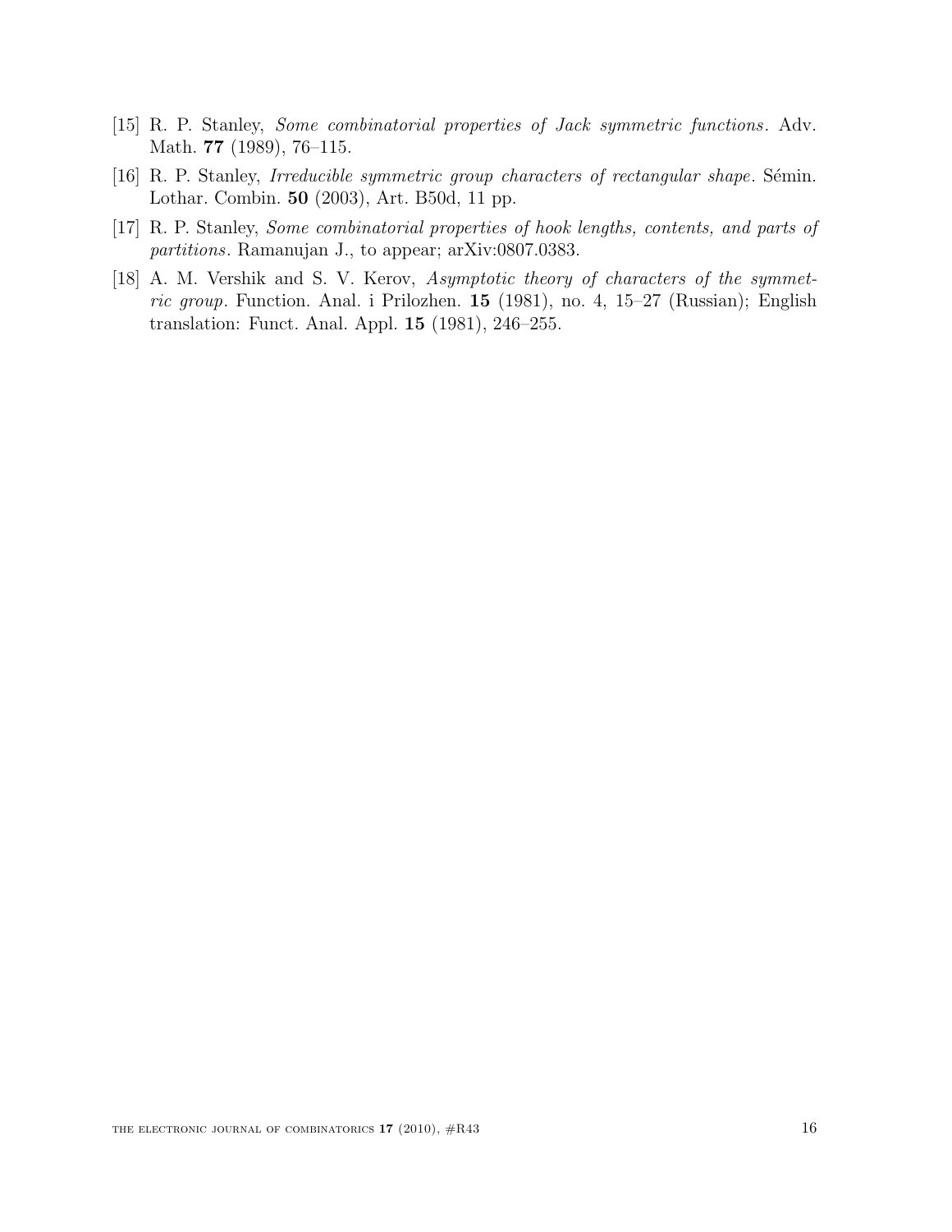[15] R. P. Stanley, *Some combinatorial properties of Jack symmetric functions*. Adv. Math. **77** (1989), 76–115.

[16] R. P. Stanley, *Irreducible symmetric group characters of rectangular shape*. Sémin. Lothar. Combin. **50** (2003), Art. B50d, 11 pp.

[17] R. P. Stanley, *Some combinatorial properties of hook lengths, contents, and parts of partitions*. Ramanujan J., to appear; arXiv:0807.0383.

[18] A. M. Vershik and S. V. Kerov, *Asymptotic theory of characters of the symmetric group*. Function. Anal. i Prilozhen. **15** (1981), no. 4, 15–27 (Russian); English translation: Funct. Anal. Appl. **15** (1981), 246–255.